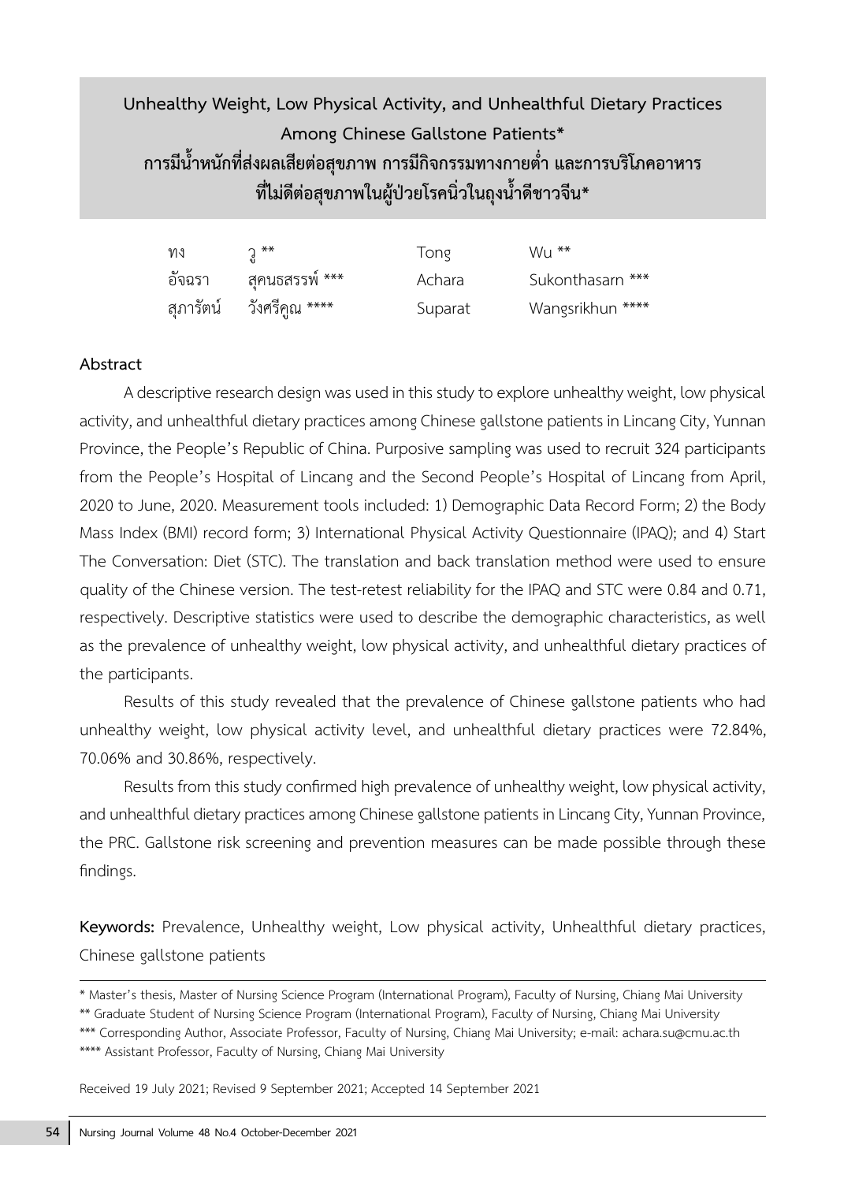# Unhealthy Weight, Low Physical Activity, and Unhealthful Dietary Practices Among Chinese Gallstone Patients*

# การมีน้ำหนักที่ส่งผลเสียต่อสุขภาพ การมีกิจกรรมทางกายต่ำ และการบริโภคอาหารที่ไม่ดีต่อสุขภาพในผู้ป่วยโรคนิ่วในถุงน้ำดีชาวจีน*

| | | | |
|---|---|---|---|
| ทง | วู ** | Tong | Wu ** |
| อัจฉรา | สุคนธสรรพ์ *** | Achara | Sukonthasarn *** |
| สุภารัตน์ | วังศรีคูณ **** | Suparat | Wangsrikhun **** |

## Abstract

A descriptive research design was used in this study to explore unhealthy weight, low physical activity, and unhealthful dietary practices among Chinese gallstone patients in Lincang City, Yunnan Province, the People's Republic of China. Purposive sampling was used to recruit 324 participants from the People's Hospital of Lincang and the Second People's Hospital of Lincang from April, 2020 to June, 2020. Measurement tools included: 1) Demographic Data Record Form; 2) the Body Mass Index (BMI) record form; 3) International Physical Activity Questionnaire (IPAQ); and 4) Start The Conversation: Diet (STC). The translation and back translation method were used to ensure quality of the Chinese version. The test-retest reliability for the IPAQ and STC were 0.84 and 0.71, respectively. Descriptive statistics were used to describe the demographic characteristics, as well as the prevalence of unhealthy weight, low physical activity, and unhealthful dietary practices of the participants.

Results of this study revealed that the prevalence of Chinese gallstone patients who had unhealthy weight, low physical activity level, and unhealthful dietary practices were 72.84%, 70.06% and 30.86%, respectively.

Results from this study confirmed high prevalence of unhealthy weight, low physical activity, and unhealthful dietary practices among Chinese gallstone patients in Lincang City, Yunnan Province, the PRC. Gallstone risk screening and prevention measures can be made possible through these findings.

**Keywords:** Prevalence, Unhealthy weight, Low physical activity, Unhealthful dietary practices, Chinese gallstone patients

---

\* Master's thesis, Master of Nursing Science Program (International Program), Faculty of Nursing, Chiang Mai University

** Graduate Student of Nursing Science Program (International Program), Faculty of Nursing, Chiang Mai University

*** Corresponding Author, Associate Professor, Faculty of Nursing, Chiang Mai University; e-mail: achara.su@cmu.ac.th

**** Assistant Professor, Faculty of Nursing, Chiang Mai University

Received 19 July 2021; Revised 9 September 2021; Accepted 14 September 2021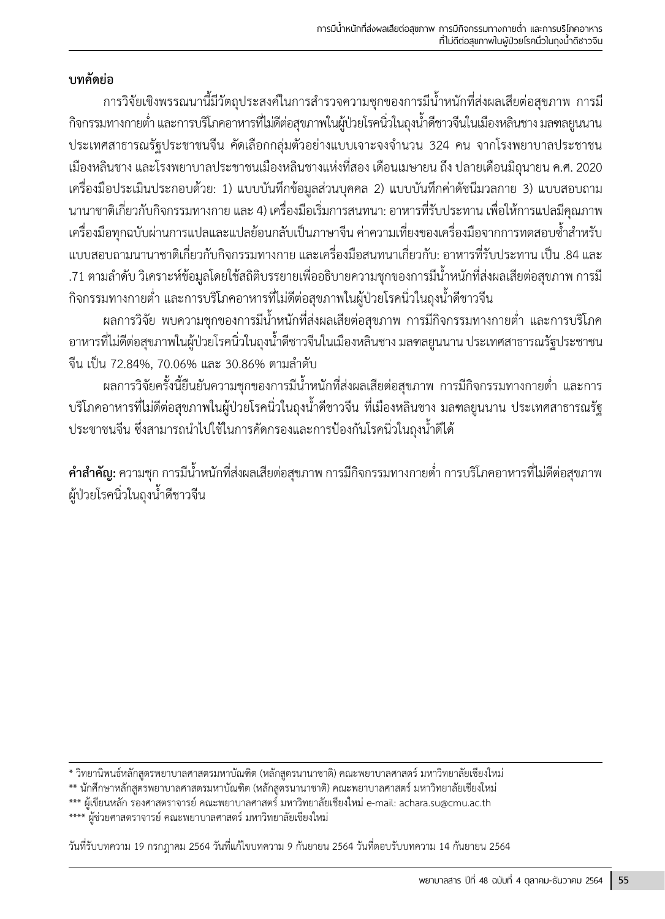**บทคัดย่อ**

การวิจัยเชิงพรรณนานี้มีวัตถุประสงค์ในการสำรวจความชุกของการมีน้ำหนักที่ส่งผลเสียต่อสุขภาพ การมีกิจกรรมทางกายต่ำ และการบริโภคอาหารที่ไม่ดีต่อสุขภาพในผู้ป่วยโรคนิ่วในถุงน้ำดีชาวจีนในเมืองหลินชาง มลฑลยูนนาน ประเทศสาธารณรัฐประชาชนจีน คัดเลือกกลุ่มตัวอย่างแบบเจาะจงจำนวน 324 คน จากโรงพยาบาลประชาชนเมืองหลินชาง และโรงพยาบาลประชาชนเมืองหลินชางแห่งที่สอง เดือนเมษายน ถึง ปลายเดือนมิถุนายน ค.ศ. 2020 เครื่องมือประเมินประกอบด้วย: 1) แบบบันทึกข้อมูลส่วนบุคคล 2) แบบบันทึกค่าดัชนีมวลกาย 3) แบบสอบถามนานาชาติเกี่ยวกับกิจกรรมทางกาย และ 4) เครื่องมือเริ่มการสนทนา: อาหารที่รับประทาน เพื่อให้การแปลมีคุณภาพ เครื่องมือทุกฉบับผ่านการแปลและแปลย้อนกลับเป็นภาษาจีน ค่าความเที่ยงของเครื่องมือจากการทดสอบซ้ำสำหรับแบบสอบถามนานาชาติเกี่ยวกับกิจกรรมทางกาย และเครื่องมือสนทนาเกี่ยวกับ: อาหารที่รับประทาน เป็น .84 และ .71 ตามลำดับ วิเคราะห์ข้อมูลโดยใช้สถิติบรรยายเพื่ออธิบายความชุกของการมีน้ำหนักที่ส่งผลเสียต่อสุขภาพ การมีกิจกรรมทางกายต่ำ และการบริโภคอาหารที่ไม่ดีต่อสุขภาพในผู้ป่วยโรคนิ่วในถุงน้ำดีชาวจีน

ผลการวิจัย พบความชุกของการมีน้ำหนักที่ส่งผลเสียต่อสุขภาพ การมีกิจกรรมทางกายต่ำ และการบริโภคอาหารที่ไม่ดีต่อสุขภาพในผู้ป่วยโรคนิ่วในถุงน้ำดีชาวจีนในเมืองหลินชาง มลฑลยูนนาน ประเทศสาธารณรัฐประชาชนจีน เป็น 72.84%, 70.06% และ 30.86% ตามลำดับ

ผลการวิจัยครั้งนี้ยืนยันความชุกของการมีน้ำหนักที่ส่งผลเสียต่อสุขภาพ การมีกิจกรรมทางกายต่ำ และการบริโภคอาหารที่ไม่ดีต่อสุขภาพในผู้ป่วยโรคนิ่วในถุงน้ำดีชาวจีน ที่เมืองหลินชาง มลฑลยูนนาน ประเทศสาธารณรัฐประชาชนจีน ซึ่งสามารถนำไปใช้ในการคัดกรองและการป้องกันโรคนิ่วในถุงน้ำดีได้

**คำสำคัญ:** ความชุก การมีน้ำหนักที่ส่งผลเสียต่อสุขภาพ การมีกิจกรรมทางกายต่ำ การบริโภคอาหารที่ไม่ดีต่อสุขภาพ ผู้ป่วยโรคนิ่วในถุงน้ำดีชาวจีน

---

\* วิทยานิพนธ์หลักสูตรพยาบาลศาสตรมหาบัณฑิต (หลักสูตรนานาชาติ) คณะพยาบาลศาสตร์ มหาวิทยาลัยเชียงใหม่

\*\* นักศึกษาหลักสูตรพยาบาลศาสตรมหาบัณฑิต (หลักสูตรนานาชาติ) คณะพยาบาลศาสตร์ มหาวิทยาลัยเชียงใหม่

\*\*\* ผู้เขียนหลัก รองศาสตราจารย์ คณะพยาบาลศาสตร์ มหาวิทยาลัยเชียงใหม่ e-mail: achara.su@cmu.ac.th

\*\*\*\* ผู้ช่วยศาสตราจารย์ คณะพยาบาลศาสตร์ มหาวิทยาลัยเชียงใหม่

วันที่รับบทความ 19 กรกฎาคม 2564 วันที่แก้ไขบทความ 9 กันยายน 2564 วันที่ตอบรับบทความ 14 กันยายน 2564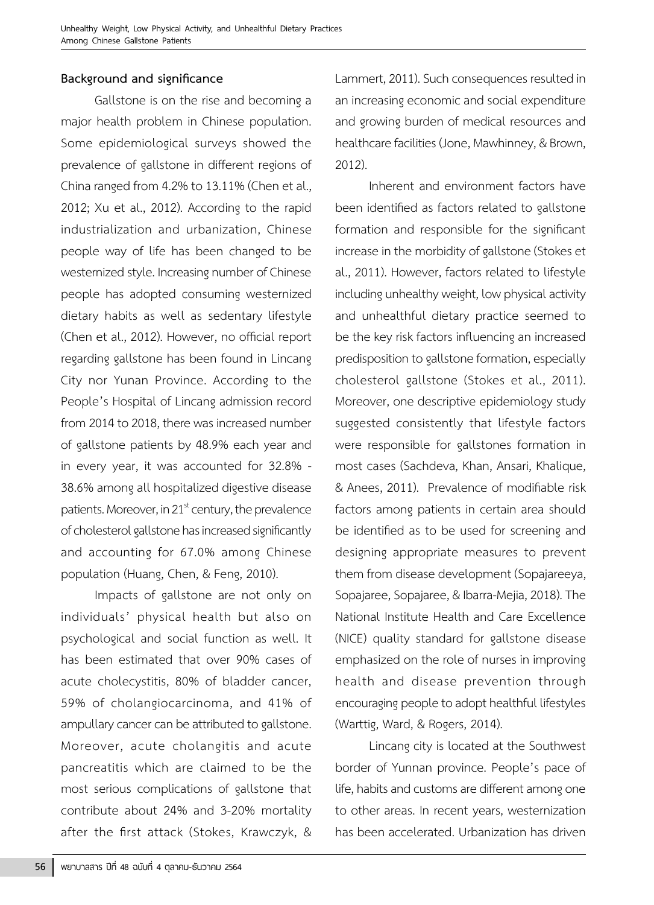**Background and significance**

Gallstone is on the rise and becoming a major health problem in Chinese population. Some epidemiological surveys showed the prevalence of gallstone in different regions of China ranged from 4.2% to 13.11% (Chen et al., 2012; Xu et al., 2012). According to the rapid industrialization and urbanization, Chinese people way of life has been changed to be westernized style. Increasing number of Chinese people has adopted consuming westernized dietary habits as well as sedentary lifestyle (Chen et al., 2012). However, no official report regarding gallstone has been found in Lincang City nor Yunan Province. According to the People's Hospital of Lincang admission record from 2014 to 2018, there was increased number of gallstone patients by 48.9% each year and in every year, it was accounted for 32.8% - 38.6% among all hospitalized digestive disease patients. Moreover, in 21st century, the prevalence of cholesterol gallstone has increased significantly and accounting for 67.0% among Chinese population (Huang, Chen, & Feng, 2010).

Impacts of gallstone are not only on individuals' physical health but also on psychological and social function as well. It has been estimated that over 90% cases of acute cholecystitis, 80% of bladder cancer, 59% of cholangiocarcinoma, and 41% of ampullary cancer can be attributed to gallstone. Moreover, acute cholangitis and acute pancreatitis which are claimed to be the most serious complications of gallstone that contribute about 24% and 3-20% mortality after the first attack (Stokes, Krawczyk, & Lammert, 2011). Such consequences resulted in an increasing economic and social expenditure and growing burden of medical resources and healthcare facilities (Jone, Mawhinney, & Brown, 2012).

Inherent and environment factors have been identified as factors related to gallstone formation and responsible for the significant increase in the morbidity of gallstone (Stokes et al., 2011). However, factors related to lifestyle including unhealthy weight, low physical activity and unhealthful dietary practice seemed to be the key risk factors influencing an increased predisposition to gallstone formation, especially cholesterol gallstone (Stokes et al., 2011). Moreover, one descriptive epidemiology study suggested consistently that lifestyle factors were responsible for gallstones formation in most cases (Sachdeva, Khan, Ansari, Khalique, & Anees, 2011). Prevalence of modifiable risk factors among patients in certain area should be identified as to be used for screening and designing appropriate measures to prevent them from disease development (Sopajareeya, Sopajaree, Sopajaree, & Ibarra-Mejia, 2018). The National Institute Health and Care Excellence (NICE) quality standard for gallstone disease emphasized on the role of nurses in improving health and disease prevention through encouraging people to adopt healthful lifestyles (Warttig, Ward, & Rogers, 2014).

Lincang city is located at the Southwest border of Yunnan province. People's pace of life, habits and customs are different among one to other areas. In recent years, westernization has been accelerated. Urbanization has driven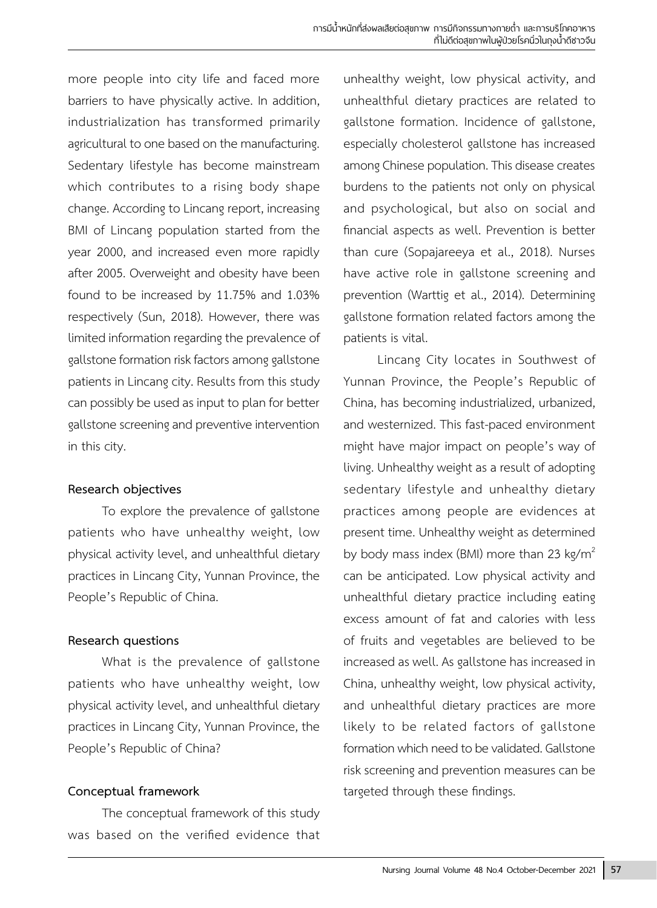more people into city life and faced more barriers to have physically active. In addition, industrialization has transformed primarily agricultural to one based on the manufacturing. Sedentary lifestyle has become mainstream which contributes to a rising body shape change. According to Lincang report, increasing BMI of Lincang population started from the year 2000, and increased even more rapidly after 2005. Overweight and obesity have been found to be increased by 11.75% and 1.03% respectively (Sun, 2018). However, there was limited information regarding the prevalence of gallstone formation risk factors among gallstone patients in Lincang city. Results from this study can possibly be used as input to plan for better gallstone screening and preventive intervention in this city.

**Research objectives**

To explore the prevalence of gallstone patients who have unhealthy weight, low physical activity level, and unhealthful dietary practices in Lincang City, Yunnan Province, the People's Republic of China.

**Research questions**

What is the prevalence of gallstone patients who have unhealthy weight, low physical activity level, and unhealthful dietary practices in Lincang City, Yunnan Province, the People's Republic of China?

**Conceptual framework**

The conceptual framework of this study was based on the verified evidence that unhealthy weight, low physical activity, and unhealthful dietary practices are related to gallstone formation. Incidence of gallstone, especially cholesterol gallstone has increased among Chinese population. This disease creates burdens to the patients not only on physical and psychological, but also on social and financial aspects as well. Prevention is better than cure (Sopajareeya et al., 2018). Nurses have active role in gallstone screening and prevention (Warttig et al., 2014). Determining gallstone formation related factors among the patients is vital.

Lincang City locates in Southwest of Yunnan Province, the People's Republic of China, has becoming industrialized, urbanized, and westernized. This fast-paced environment might have major impact on people's way of living. Unhealthy weight as a result of adopting sedentary lifestyle and unhealthy dietary practices among people are evidences at present time. Unhealthy weight as determined by body mass index (BMI) more than 23 kg/m$^2$ can be anticipated. Low physical activity and unhealthful dietary practice including eating excess amount of fat and calories with less of fruits and vegetables are believed to be increased as well. As gallstone has increased in China, unhealthy weight, low physical activity, and unhealthful dietary practices are more likely to be related factors of gallstone formation which need to be validated. Gallstone risk screening and prevention measures can be targeted through these findings.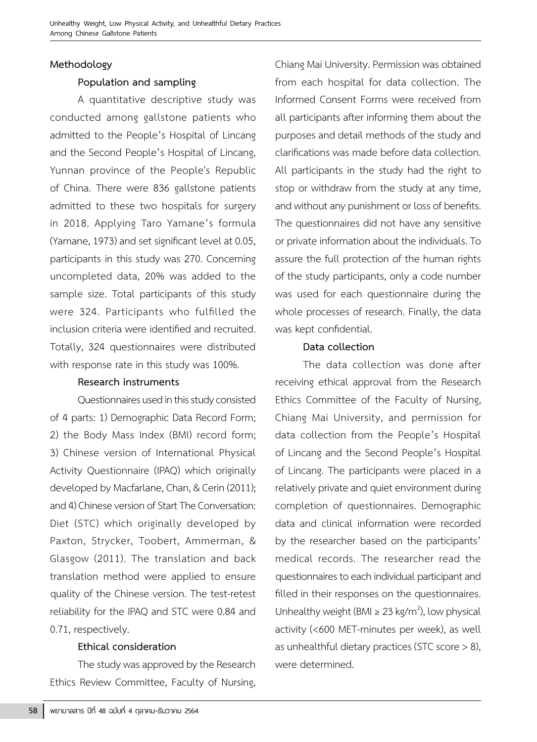## Methodology

### Population and sampling

A quantitative descriptive study was conducted among gallstone patients who admitted to the People's Hospital of Lincang and the Second People's Hospital of Lincang, Yunnan province of the People's Republic of China. There were 836 gallstone patients admitted to these two hospitals for surgery in 2018. Applying Taro Yamane's formula (Yamane, 1973) and set significant level at 0.05, participants in this study was 270. Concerning uncompleted data, 20% was added to the sample size. Total participants of this study were 324. Participants who fulfilled the inclusion criteria were identified and recruited. Totally, 324 questionnaires were distributed with response rate in this study was 100%.

### Research instruments

Questionnaires used in this study consisted of 4 parts: 1) Demographic Data Record Form; 2) the Body Mass Index (BMI) record form; 3) Chinese version of International Physical Activity Questionnaire (IPAQ) which originally developed by Macfarlane, Chan, & Cerin (2011); and 4) Chinese version of Start The Conversation: Diet (STC) which originally developed by Paxton, Strycker, Toobert, Ammerman, & Glasgow (2011). The translation and back translation method were applied to ensure quality of the Chinese version. The test-retest reliability for the IPAQ and STC were 0.84 and 0.71, respectively.

### Ethical consideration

The study was approved by the Research Ethics Review Committee, Faculty of Nursing, Chiang Mai University. Permission was obtained from each hospital for data collection. The Informed Consent Forms were received from all participants after informing them about the purposes and detail methods of the study and clarifications was made before data collection. All participants in the study had the right to stop or withdraw from the study at any time, and without any punishment or loss of benefits. The questionnaires did not have any sensitive or private information about the individuals. To assure the full protection of the human rights of the study participants, only a code number was used for each questionnaire during the whole processes of research. Finally, the data was kept confidential.

### Data collection

The data collection was done after receiving ethical approval from the Research Ethics Committee of the Faculty of Nursing, Chiang Mai University, and permission for data collection from the People's Hospital of Lincang and the Second People's Hospital of Lincang. The participants were placed in a relatively private and quiet environment during completion of questionnaires. Demographic data and clinical information were recorded by the researcher based on the participants' medical records. The researcher read the questionnaires to each individual participant and filled in their responses on the questionnaires. Unhealthy weight (BMI $\geq$ 23 kg/m$^2$), low physical activity (<600 MET-minutes per week), as well as unhealthful dietary practices (STC score > 8), were determined.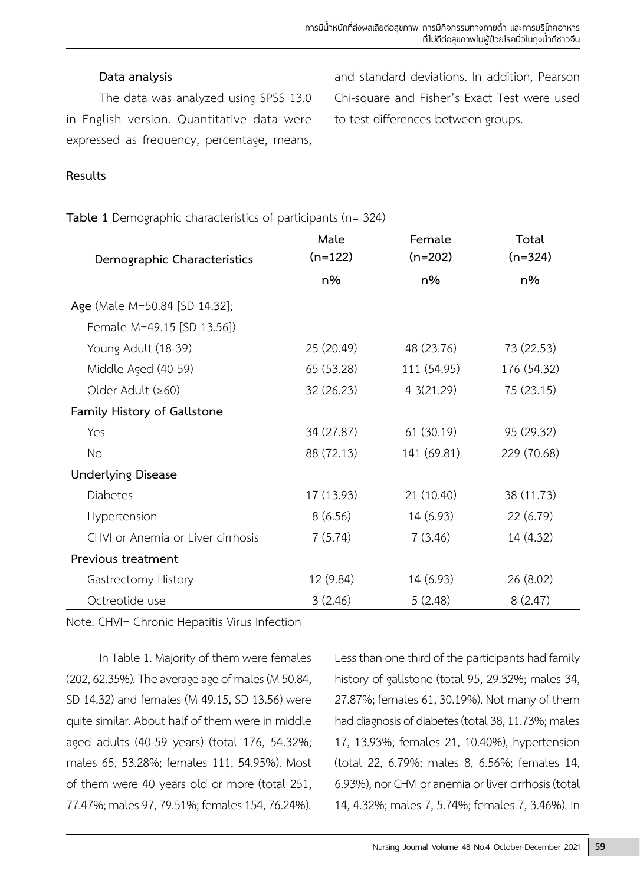**Data analysis**

The data was analyzed using SPSS 13.0 in English version. Quantitative data were expressed as frequency, percentage, means, and standard deviations. In addition, Pearson Chi-square and Fisher's Exact Test were used to test differences between groups.

**Results**

**Table 1** Demographic characteristics of participants (n= 324)

| Demographic Characteristics | Male (n=122) | Female (n=202) | Total (n=324) |
|---|---|---|---|
| | n% | n% | n% |
| **Age** (Male M=50.84 [SD 14.32]; Female M=49.15 [SD 13.56]) | | | |
| Young Adult (18-39) | 25 (20.49) | 48 (23.76) | 73 (22.53) |
| Middle Aged (40-59) | 65 (53.28) | 111 (54.95) | 176 (54.32) |
| Older Adult (≥60) | 32 (26.23) | 4 3(21.29) | 75 (23.15) |
| **Family History of Gallstone** | | | |
| Yes | 34 (27.87) | 61 (30.19) | 95 (29.32) |
| No | 88 (72.13) | 141 (69.81) | 229 (70.68) |
| **Underlying Disease** | | | |
| Diabetes | 17 (13.93) | 21 (10.40) | 38 (11.73) |
| Hypertension | 8 (6.56) | 14 (6.93) | 22 (6.79) |
| CHVI or Anemia or Liver cirrhosis | 7 (5.74) | 7 (3.46) | 14 (4.32) |
| **Previous treatment** | | | |
| Gastrectomy History | 12 (9.84) | 14 (6.93) | 26 (8.02) |
| Octreotide use | 3 (2.46) | 5 (2.48) | 8 (2.47) |

Note. CHVI= Chronic Hepatitis Virus Infection

In Table 1. Majority of them were females (202, 62.35%). The average age of males (M 50.84, SD 14.32) and females (M 49.15, SD 13.56) were quite similar. About half of them were in middle aged adults (40-59 years) (total 176, 54.32%; males 65, 53.28%; females 111, 54.95%). Most of them were 40 years old or more (total 251, 77.47%; males 97, 79.51%; females 154, 76.24%). Less than one third of the participants had family history of gallstone (total 95, 29.32%; males 34, 27.87%; females 61, 30.19%). Not many of them had diagnosis of diabetes (total 38, 11.73%; males 17, 13.93%; females 21, 10.40%), hypertension (total 22, 6.79%; males 8, 6.56%; females 14, 6.93%), nor CHVI or anemia or liver cirrhosis (total 14, 4.32%; males 7, 5.74%; females 7, 3.46%). In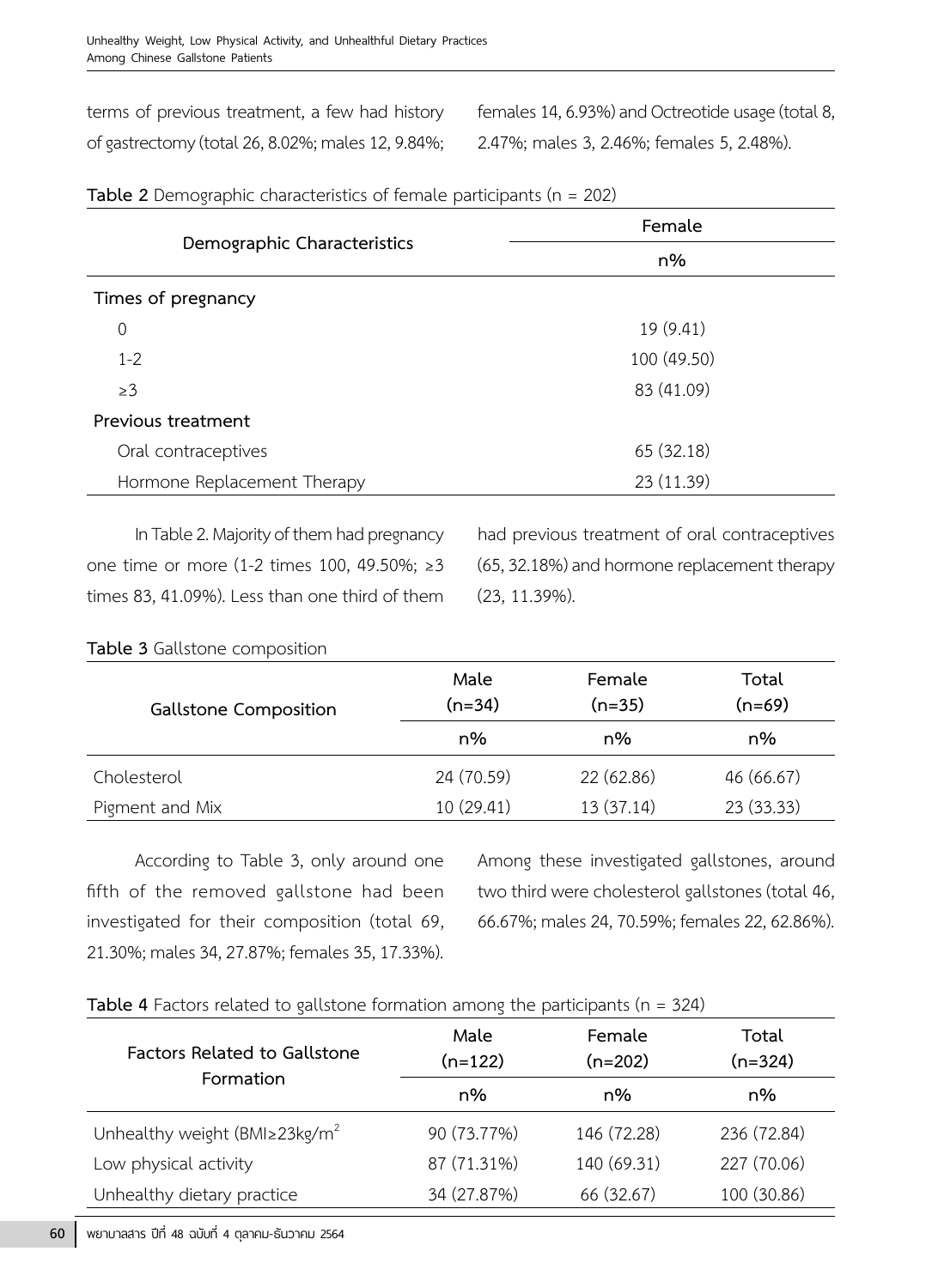terms of previous treatment, a few had history of gastrectomy (total 26, 8.02%; males 12, 9.84%; females 14, 6.93%) and Octreotide usage (total 8, 2.47%; males 3, 2.46%; females 5, 2.48%).

**Table 2** Demographic characteristics of female participants (n = 202)

| Demographic Characteristics | Female |
|---|---|
| | n% |
| **Times of pregnancy** | |
| 0 | 19 (9.41) |
| 1-2 | 100 (49.50) |
| ≥3 | 83 (41.09) |
| **Previous treatment** | |
| Oral contraceptives | 65 (32.18) |
| Hormone Replacement Therapy | 23 (11.39) |

In Table 2. Majority of them had pregnancy one time or more (1-2 times 100, 49.50%; ≥3 times 83, 41.09%). Less than one third of them had previous treatment of oral contraceptives (65, 32.18%) and hormone replacement therapy (23, 11.39%).

**Table 3** Gallstone composition

| Gallstone Composition | Male (n=34) | Female (n=35) | Total (n=69) |
|---|---|---|---|
| | n% | n% | n% |
| Cholesterol | 24 (70.59) | 22 (62.86) | 46 (66.67) |
| Pigment and Mix | 10 (29.41) | 13 (37.14) | 23 (33.33) |

According to Table 3, only around one fifth of the removed gallstone had been investigated for their composition (total 69, 21.30%; males 34, 27.87%; females 35, 17.33%). Among these investigated gallstones, around two third were cholesterol gallstones (total 46, 66.67%; males 24, 70.59%; females 22, 62.86%).

**Table 4** Factors related to gallstone formation among the participants (n = 324)

| Factors Related to Gallstone Formation | Male (n=122) | Female (n=202) | Total (n=324) |
|---|---|---|---|
| | n% | n% | n% |
| Unhealthy weight (BMI≥23kg/$m^2$ | 90 (73.77%) | 146 (72.28) | 236 (72.84) |
| Low physical activity | 87 (71.31%) | 140 (69.31) | 227 (70.06) |
| Unhealthy dietary practice | 34 (27.87%) | 66 (32.67) | 100 (30.86) |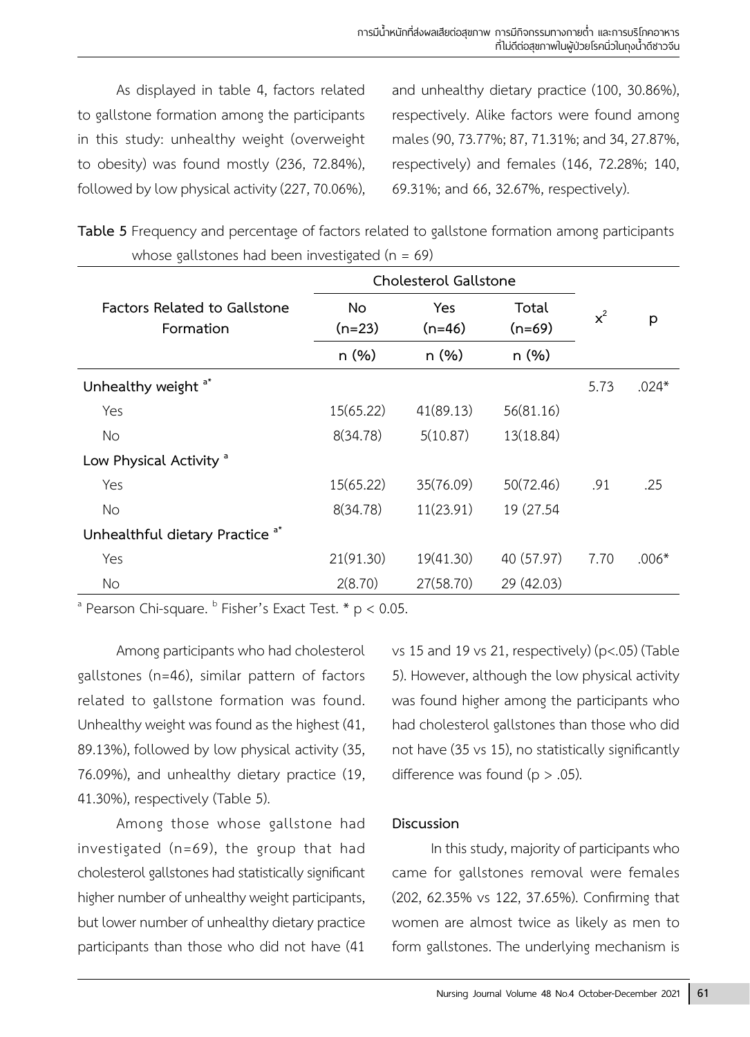As displayed in table 4, factors related to gallstone formation among the participants in this study: unhealthy weight (overweight to obesity) was found mostly (236, 72.84%), followed by low physical activity (227, 70.06%), and unhealthy dietary practice (100, 30.86%), respectively. Alike factors were found among males (90, 73.77%; 87, 71.31%; and 34, 27.87%, respectively) and females (146, 72.28%; 140, 69.31%; and 66, 32.67%, respectively).

**Table 5** Frequency and percentage of factors related to gallstone formation among participants whose gallstones had been investigated (n = 69)

| Factors Related to Gallstone Formation | Cholesterol Gallstone | | | $x^2$ | p |
|---|---|---|---|---|---|
| | No (n=23) | Yes (n=46) | Total (n=69) | | |
| | n (%) | n (%) | n (%) | | |
| **Unhealthy weight** [a*] | | | | 5.73 | .024* |
| Yes | 15(65.22) | 41(89.13) | 56(81.16) | | |
| No | 8(34.78) | 5(10.87) | 13(18.84) | | |
| **Low Physical Activity** [a] | | | | | |
| Yes | 15(65.22) | 35(76.09) | 50(72.46) | .91 | .25 |
| No | 8(34.78) | 11(23.91) | 19 (27.54 | | |
| **Unhealthful dietary Practice** [a*] | | | | | |
| Yes | 21(91.30) | 19(41.30) | 40 (57.97) | 7.70 | .006* |
| No | 2(8.70) | 27(58.70) | 29 (42.03) | | |

[a] Pearson Chi-square. [b] Fisher's Exact Test. * $p < 0.05$.

Among participants who had cholesterol gallstones (n=46), similar pattern of factors related to gallstone formation was found. Unhealthy weight was found as the highest (41, 89.13%), followed by low physical activity (35, 76.09%), and unhealthy dietary practice (19, 41.30%), respectively (Table 5).

Among those whose gallstone had investigated (n=69), the group that had cholesterol gallstones had statistically significant higher number of unhealthy weight participants, but lower number of unhealthy dietary practice participants than those who did not have (41 vs 15 and 19 vs 21, respectively) ($p<.05$) (Table 5). However, although the low physical activity was found higher among the participants who had cholesterol gallstones than those who did not have (35 vs 15), no statistically significantly difference was found ($p > .05$).

## Discussion

In this study, majority of participants who came for gallstones removal were females (202, 62.35% vs 122, 37.65%). Confirming that women are almost twice as likely as men to form gallstones. The underlying mechanism is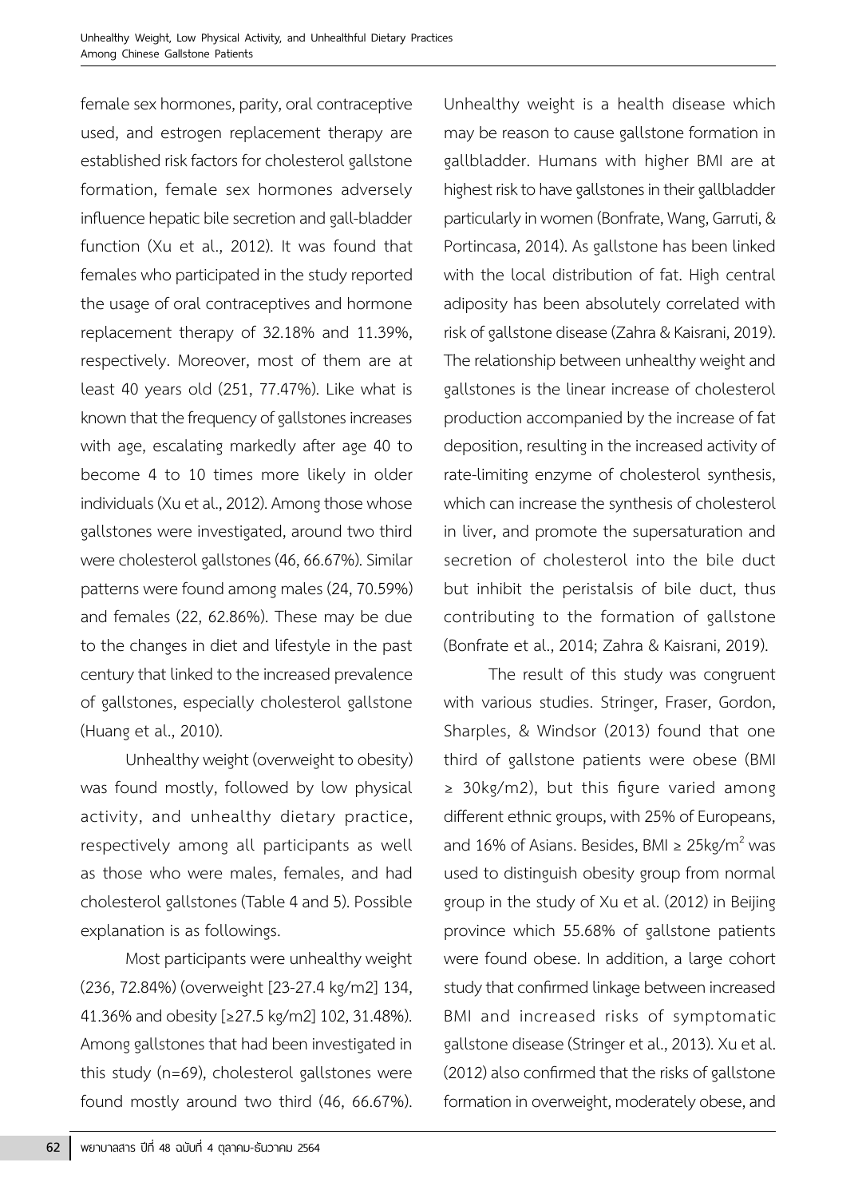female sex hormones, parity, oral contraceptive used, and estrogen replacement therapy are established risk factors for cholesterol gallstone formation, female sex hormones adversely influence hepatic bile secretion and gall-bladder function (Xu et al., 2012). It was found that females who participated in the study reported the usage of oral contraceptives and hormone replacement therapy of 32.18% and 11.39%, respectively. Moreover, most of them are at least 40 years old (251, 77.47%). Like what is known that the frequency of gallstones increases with age, escalating markedly after age 40 to become 4 to 10 times more likely in older individuals (Xu et al., 2012). Among those whose gallstones were investigated, around two third were cholesterol gallstones (46, 66.67%). Similar patterns were found among males (24, 70.59%) and females (22, 62.86%). These may be due to the changes in diet and lifestyle in the past century that linked to the increased prevalence of gallstones, especially cholesterol gallstone (Huang et al., 2010).

Unhealthy weight (overweight to obesity) was found mostly, followed by low physical activity, and unhealthy dietary practice, respectively among all participants as well as those who were males, females, and had cholesterol gallstones (Table 4 and 5). Possible explanation is as followings.

Most participants were unhealthy weight (236, 72.84%) (overweight [23-27.4 kg/m2] 134, 41.36% and obesity [≥27.5 kg/m2] 102, 31.48%). Among gallstones that had been investigated in this study (n=69), cholesterol gallstones were found mostly around two third (46, 66.67%). Unhealthy weight is a health disease which may be reason to cause gallstone formation in gallbladder. Humans with higher BMI are at highest risk to have gallstones in their gallbladder particularly in women (Bonfrate, Wang, Garruti, & Portincasa, 2014). As gallstone has been linked with the local distribution of fat. High central adiposity has been absolutely correlated with risk of gallstone disease (Zahra & Kaisrani, 2019). The relationship between unhealthy weight and gallstones is the linear increase of cholesterol production accompanied by the increase of fat deposition, resulting in the increased activity of rate-limiting enzyme of cholesterol synthesis, which can increase the synthesis of cholesterol in liver, and promote the supersaturation and secretion of cholesterol into the bile duct but inhibit the peristalsis of bile duct, thus contributing to the formation of gallstone (Bonfrate et al., 2014; Zahra & Kaisrani, 2019).

The result of this study was congruent with various studies. Stringer, Fraser, Gordon, Sharples, & Windsor (2013) found that one third of gallstone patients were obese (BMI ≥ 30kg/m2), but this figure varied among different ethnic groups, with 25% of Europeans, and 16% of Asians. Besides, BMI ≥ 25kg/$m^2$ was used to distinguish obesity group from normal group in the study of Xu et al. (2012) in Beijing province which 55.68% of gallstone patients were found obese. In addition, a large cohort study that confirmed linkage between increased BMI and increased risks of symptomatic gallstone disease (Stringer et al., 2013). Xu et al. (2012) also confirmed that the risks of gallstone formation in overweight, moderately obese, and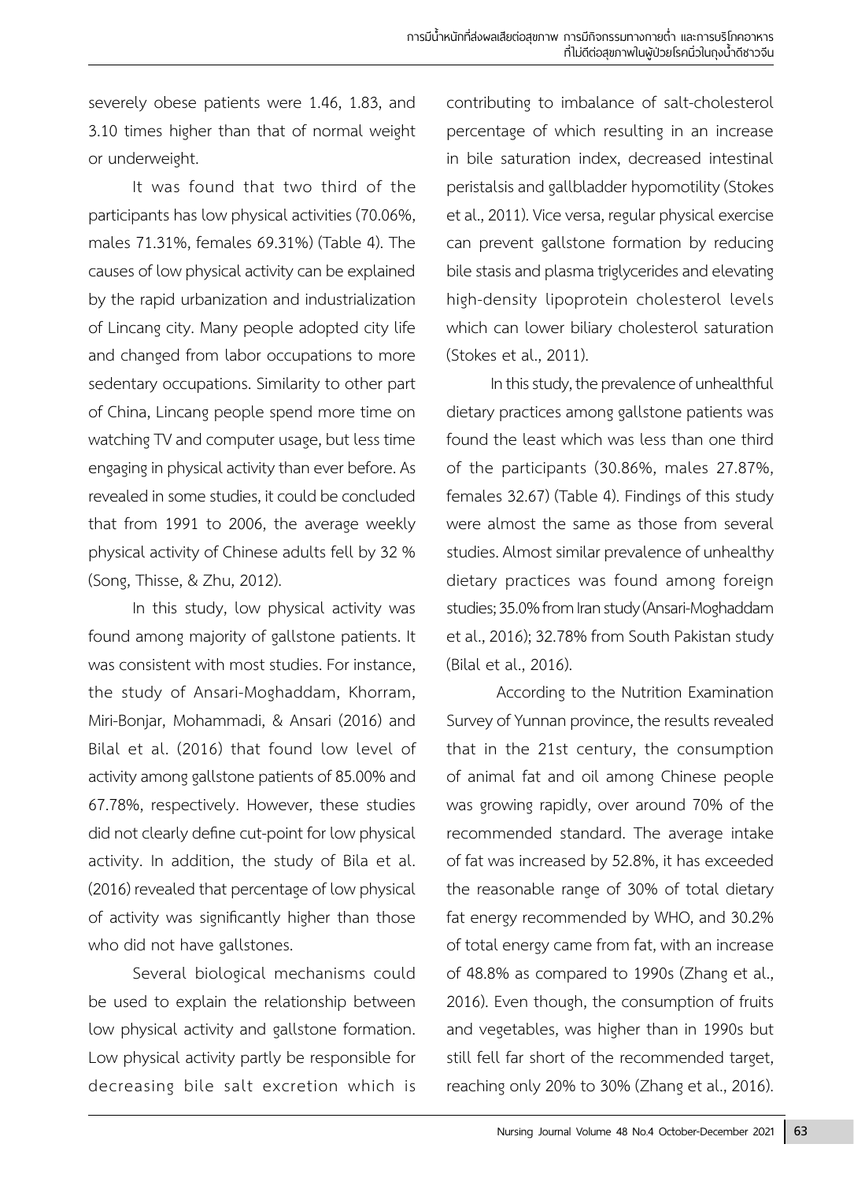severely obese patients were 1.46, 1.83, and 3.10 times higher than that of normal weight or underweight.

It was found that two third of the participants has low physical activities (70.06%, males 71.31%, females 69.31%) (Table 4). The causes of low physical activity can be explained by the rapid urbanization and industrialization of Lincang city. Many people adopted city life and changed from labor occupations to more sedentary occupations. Similarity to other part of China, Lincang people spend more time on watching TV and computer usage, but less time engaging in physical activity than ever before. As revealed in some studies, it could be concluded that from 1991 to 2006, the average weekly physical activity of Chinese adults fell by 32 % (Song, Thisse, & Zhu, 2012).

In this study, low physical activity was found among majority of gallstone patients. It was consistent with most studies. For instance, the study of Ansari-Moghaddam, Khorram, Miri-Bonjar, Mohammadi, & Ansari (2016) and Bilal et al. (2016) that found low level of activity among gallstone patients of 85.00% and 67.78%, respectively. However, these studies did not clearly define cut-point for low physical activity. In addition, the study of Bila et al. (2016) revealed that percentage of low physical of activity was significantly higher than those who did not have gallstones.

Several biological mechanisms could be used to explain the relationship between low physical activity and gallstone formation. Low physical activity partly be responsible for decreasing bile salt excretion which is contributing to imbalance of salt-cholesterol percentage of which resulting in an increase in bile saturation index, decreased intestinal peristalsis and gallbladder hypomotility (Stokes et al., 2011). Vice versa, regular physical exercise can prevent gallstone formation by reducing bile stasis and plasma triglycerides and elevating high-density lipoprotein cholesterol levels which can lower biliary cholesterol saturation (Stokes et al., 2011).

In this study, the prevalence of unhealthful dietary practices among gallstone patients was found the least which was less than one third of the participants (30.86%, males 27.87%, females 32.67) (Table 4). Findings of this study were almost the same as those from several studies. Almost similar prevalence of unhealthy dietary practices was found among foreign studies; 35.0% from Iran study (Ansari-Moghaddam et al., 2016); 32.78% from South Pakistan study (Bilal et al., 2016).

According to the Nutrition Examination Survey of Yunnan province, the results revealed that in the 21st century, the consumption of animal fat and oil among Chinese people was growing rapidly, over around 70% of the recommended standard. The average intake of fat was increased by 52.8%, it has exceeded the reasonable range of 30% of total dietary fat energy recommended by WHO, and 30.2% of total energy came from fat, with an increase of 48.8% as compared to 1990s (Zhang et al., 2016). Even though, the consumption of fruits and vegetables, was higher than in 1990s but still fell far short of the recommended target, reaching only 20% to 30% (Zhang et al., 2016).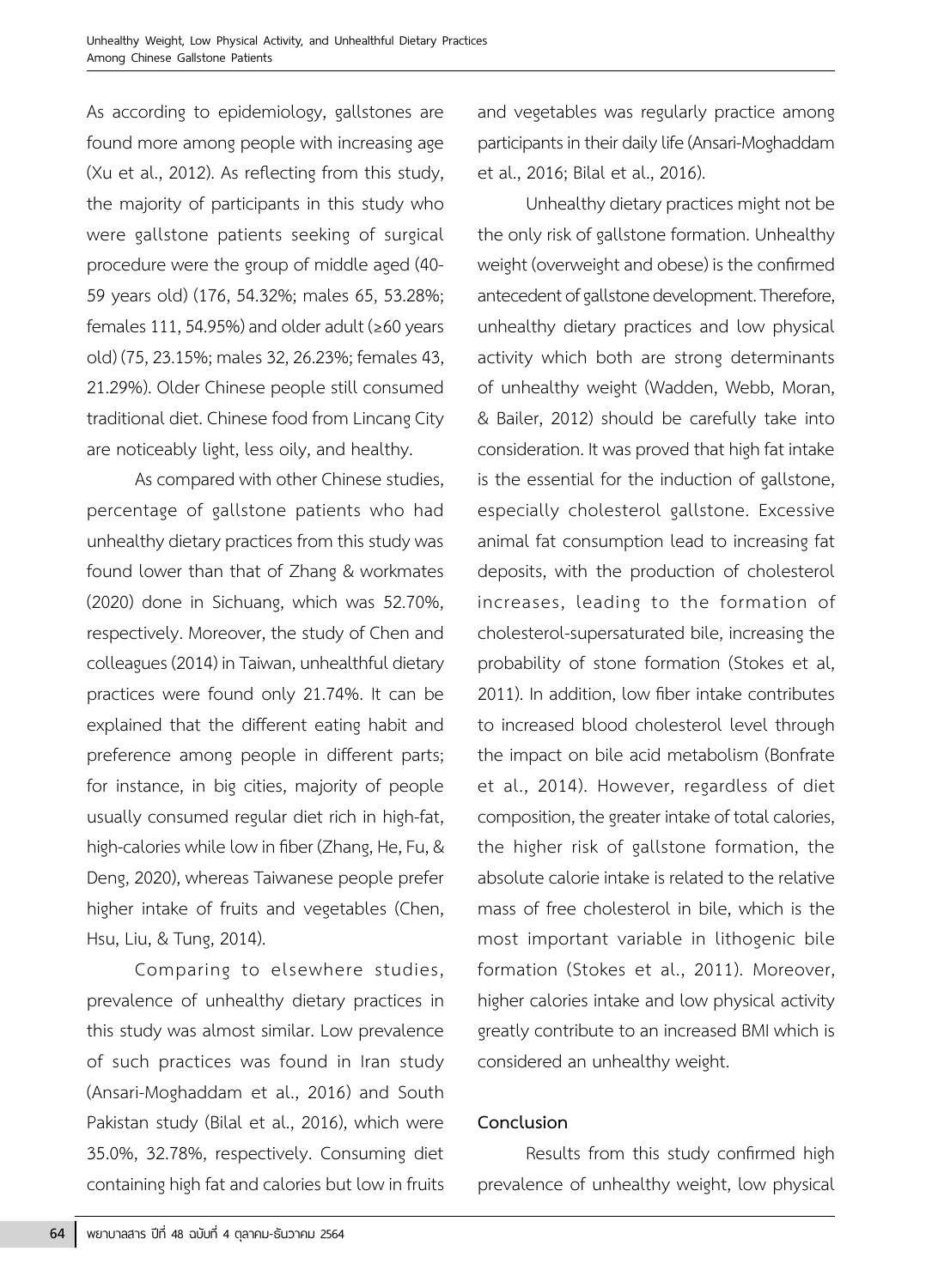As according to epidemiology, gallstones are found more among people with increasing age (Xu et al., 2012). As reflecting from this study, the majority of participants in this study who were gallstone patients seeking of surgical procedure were the group of middle aged (40-59 years old) (176, 54.32%; males 65, 53.28%; females 111, 54.95%) and older adult (≥60 years old) (75, 23.15%; males 32, 26.23%; females 43, 21.29%). Older Chinese people still consumed traditional diet. Chinese food from Lincang City are noticeably light, less oily, and healthy.

As compared with other Chinese studies, percentage of gallstone patients who had unhealthy dietary practices from this study was found lower than that of Zhang & workmates (2020) done in Sichuang, which was 52.70%, respectively. Moreover, the study of Chen and colleagues (2014) in Taiwan, unhealthful dietary practices were found only 21.74%. It can be explained that the different eating habit and preference among people in different parts; for instance, in big cities, majority of people usually consumed regular diet rich in high-fat, high-calories while low in fiber (Zhang, He, Fu, & Deng, 2020), whereas Taiwanese people prefer higher intake of fruits and vegetables (Chen, Hsu, Liu, & Tung, 2014).

Comparing to elsewhere studies, prevalence of unhealthy dietary practices in this study was almost similar. Low prevalence of such practices was found in Iran study (Ansari-Moghaddam et al., 2016) and South Pakistan study (Bilal et al., 2016), which were 35.0%, 32.78%, respectively. Consuming diet containing high fat and calories but low in fruits and vegetables was regularly practice among participants in their daily life (Ansari-Moghaddam et al., 2016; Bilal et al., 2016).

Unhealthy dietary practices might not be the only risk of gallstone formation. Unhealthy weight (overweight and obese) is the confirmed antecedent of gallstone development. Therefore, unhealthy dietary practices and low physical activity which both are strong determinants of unhealthy weight (Wadden, Webb, Moran, & Bailer, 2012) should be carefully take into consideration. It was proved that high fat intake is the essential for the induction of gallstone, especially cholesterol gallstone. Excessive animal fat consumption lead to increasing fat deposits, with the production of cholesterol increases, leading to the formation of cholesterol-supersaturated bile, increasing the probability of stone formation (Stokes et al, 2011). In addition, low fiber intake contributes to increased blood cholesterol level through the impact on bile acid metabolism (Bonfrate et al., 2014). However, regardless of diet composition, the greater intake of total calories, the higher risk of gallstone formation, the absolute calorie intake is related to the relative mass of free cholesterol in bile, which is the most important variable in lithogenic bile formation (Stokes et al., 2011). Moreover, higher calories intake and low physical activity greatly contribute to an increased BMI which is considered an unhealthy weight.

## Conclusion

Results from this study confirmed high prevalence of unhealthy weight, low physical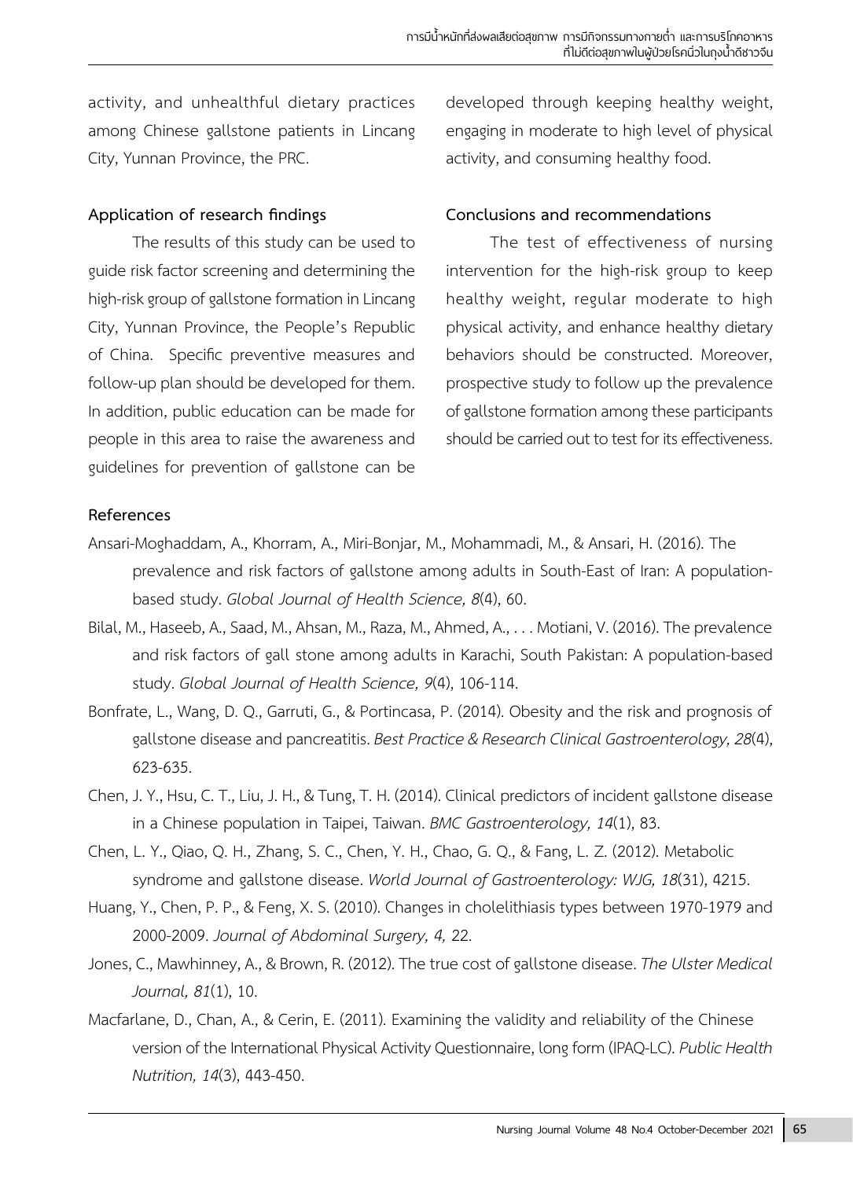activity, and unhealthful dietary practices among Chinese gallstone patients in Lincang City, Yunnan Province, the PRC.

**Application of research findings**

The results of this study can be used to guide risk factor screening and determining the high-risk group of gallstone formation in Lincang City, Yunnan Province, the People's Republic of China. Specific preventive measures and follow-up plan should be developed for them. In addition, public education can be made for people in this area to raise the awareness and guidelines for prevention of gallstone can be developed through keeping healthy weight, engaging in moderate to high level of physical activity, and consuming healthy food.

**Conclusions and recommendations**

The test of effectiveness of nursing intervention for the high-risk group to keep healthy weight, regular moderate to high physical activity, and enhance healthy dietary behaviors should be constructed. Moreover, prospective study to follow up the prevalence of gallstone formation among these participants should be carried out to test for its effectiveness.

**References**

Ansari-Moghaddam, A., Khorram, A., Miri-Bonjar, M., Mohammadi, M., & Ansari, H. (2016). The prevalence and risk factors of gallstone among adults in South-East of Iran: A population-based study. *Global Journal of Health Science, 8*(4), 60.

Bilal, M., Haseeb, A., Saad, M., Ahsan, M., Raza, M., Ahmed, A., . . . Motiani, V. (2016). The prevalence and risk factors of gall stone among adults in Karachi, South Pakistan: A population-based study. *Global Journal of Health Science, 9*(4), 106-114.

Bonfrate, L., Wang, D. Q., Garruti, G., & Portincasa, P. (2014). Obesity and the risk and prognosis of gallstone disease and pancreatitis. *Best Practice & Research Clinical Gastroenterology, 28*(4), 623-635.

Chen, J. Y., Hsu, C. T., Liu, J. H., & Tung, T. H. (2014). Clinical predictors of incident gallstone disease in a Chinese population in Taipei, Taiwan. *BMC Gastroenterology, 14*(1), 83.

Chen, L. Y., Qiao, Q. H., Zhang, S. C., Chen, Y. H., Chao, G. Q., & Fang, L. Z. (2012). Metabolic syndrome and gallstone disease. *World Journal of Gastroenterology: WJG, 18*(31), 4215.

Huang, Y., Chen, P. P., & Feng, X. S. (2010). Changes in cholelithiasis types between 1970-1979 and 2000-2009. *Journal of Abdominal Surgery, 4,* 22.

Jones, C., Mawhinney, A., & Brown, R. (2012). The true cost of gallstone disease. *The Ulster Medical Journal, 81*(1), 10.

Macfarlane, D., Chan, A., & Cerin, E. (2011). Examining the validity and reliability of the Chinese version of the International Physical Activity Questionnaire, long form (IPAQ-LC). *Public Health Nutrition, 14*(3), 443-450.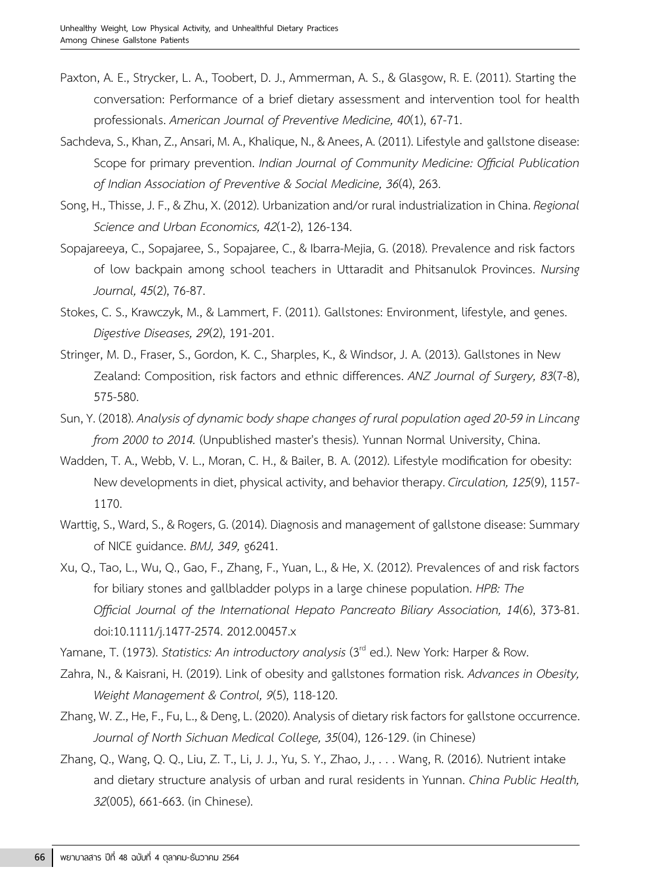Paxton, A. E., Strycker, L. A., Toobert, D. J., Ammerman, A. S., & Glasgow, R. E. (2011). Starting the conversation: Performance of a brief dietary assessment and intervention tool for health professionals. *American Journal of Preventive Medicine, 40*(1), 67-71.

Sachdeva, S., Khan, Z., Ansari, M. A., Khalique, N., & Anees, A. (2011). Lifestyle and gallstone disease: Scope for primary prevention. *Indian Journal of Community Medicine: Official Publication of Indian Association of Preventive & Social Medicine, 36*(4), 263.

Song, H., Thisse, J. F., & Zhu, X. (2012). Urbanization and/or rural industrialization in China. *Regional Science and Urban Economics, 42*(1-2), 126-134.

Sopajareeya, C., Sopajaree, S., Sopajaree, C., & Ibarra-Mejia, G. (2018). Prevalence and risk factors of low backpain among school teachers in Uttaradit and Phitsanulok Provinces. *Nursing Journal, 45*(2), 76-87.

Stokes, C. S., Krawczyk, M., & Lammert, F. (2011). Gallstones: Environment, lifestyle, and genes. *Digestive Diseases, 29*(2), 191-201.

Stringer, M. D., Fraser, S., Gordon, K. C., Sharples, K., & Windsor, J. A. (2013). Gallstones in New Zealand: Composition, risk factors and ethnic differences. *ANZ Journal of Surgery, 83*(7-8), 575-580.

Sun, Y. (2018). *Analysis of dynamic body shape changes of rural population aged 20-59 in Lincang from 2000 to 2014.* (Unpublished master's thesis). Yunnan Normal University, China.

Wadden, T. A., Webb, V. L., Moran, C. H., & Bailer, B. A. (2012). Lifestyle modification for obesity: New developments in diet, physical activity, and behavior therapy. *Circulation, 125*(9), 1157-1170.

Warttig, S., Ward, S., & Rogers, G. (2014). Diagnosis and management of gallstone disease: Summary of NICE guidance. *BMJ, 349,* g6241.

Xu, Q., Tao, L., Wu, Q., Gao, F., Zhang, F., Yuan, L., & He, X. (2012). Prevalences of and risk factors for biliary stones and gallbladder polyps in a large chinese population. *HPB: The Official Journal of the International Hepato Pancreato Biliary Association, 14*(6), 373-81. doi:10.1111/j.1477-2574. 2012.00457.x

Yamane, T. (1973). *Statistics: An introductory analysis* (3rd ed.). New York: Harper & Row.

Zahra, N., & Kaisrani, H. (2019). Link of obesity and gallstones formation risk. *Advances in Obesity, Weight Management & Control, 9*(5), 118-120.

Zhang, W. Z., He, F., Fu, L., & Deng, L. (2020). Analysis of dietary risk factors for gallstone occurrence. *Journal of North Sichuan Medical College, 35*(04), 126-129. (in Chinese)

Zhang, Q., Wang, Q. Q., Liu, Z. T., Li, J. J., Yu, S. Y., Zhao, J., . . . Wang, R. (2016). Nutrient intake and dietary structure analysis of urban and rural residents in Yunnan. *China Public Health, 32*(005), 661-663. (in Chinese).